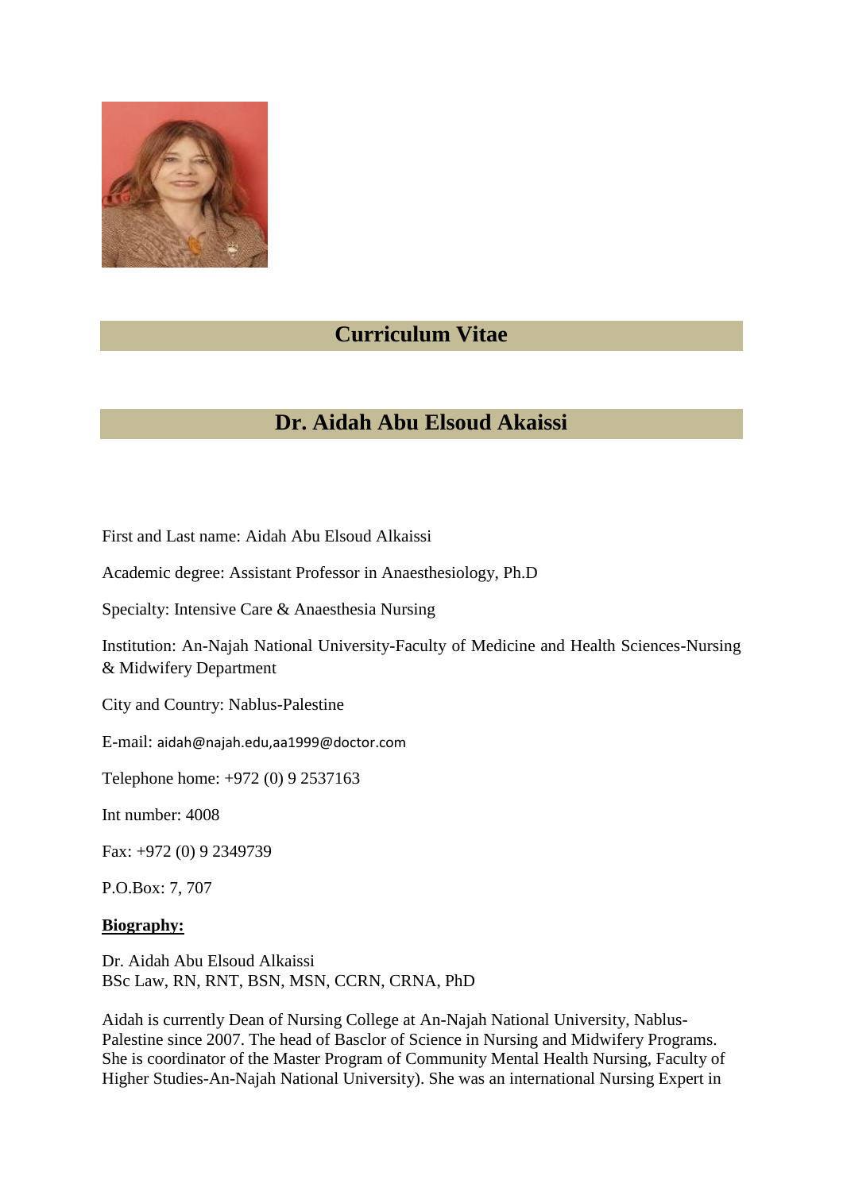# Curriculum Vitae

# Dr. Aidah Abu Elsoud Akaissi

First and Last name: Aidah Abu Elsoud Alkaissi

Academic degree: Assistant Professor in Anaesthesiology, Ph.D

Specialty: Intensive Care & Anaesthesia Nursing

Institution: An-Najah National University-Faculty of Medicine and Health Sciences-Nursing & Midwifery Department

City and Country: Nablus-Palestine

E-mail: aidah@najah.edu,aa1999@doctor.com

Telephone home: +972 (0) 9 2537163

Int number: 4008

Fax: +972 (0) 9 2349739

P.O.Box: 7, 707

**Biography:**

Dr. Aidah Abu Elsoud Alkaissi
BSc Law, RN, RNT, BSN, MSN, CCRN, CRNA, PhD

Aidah is currently Dean of Nursing College at An-Najah National University, Nablus-Palestine since 2007. The head of Basclor of Science in Nursing and Midwifery Programs. She is coordinator of the Master Program of Community Mental Health Nursing, Faculty of Higher Studies-An-Najah National University). She was an international Nursing Expert in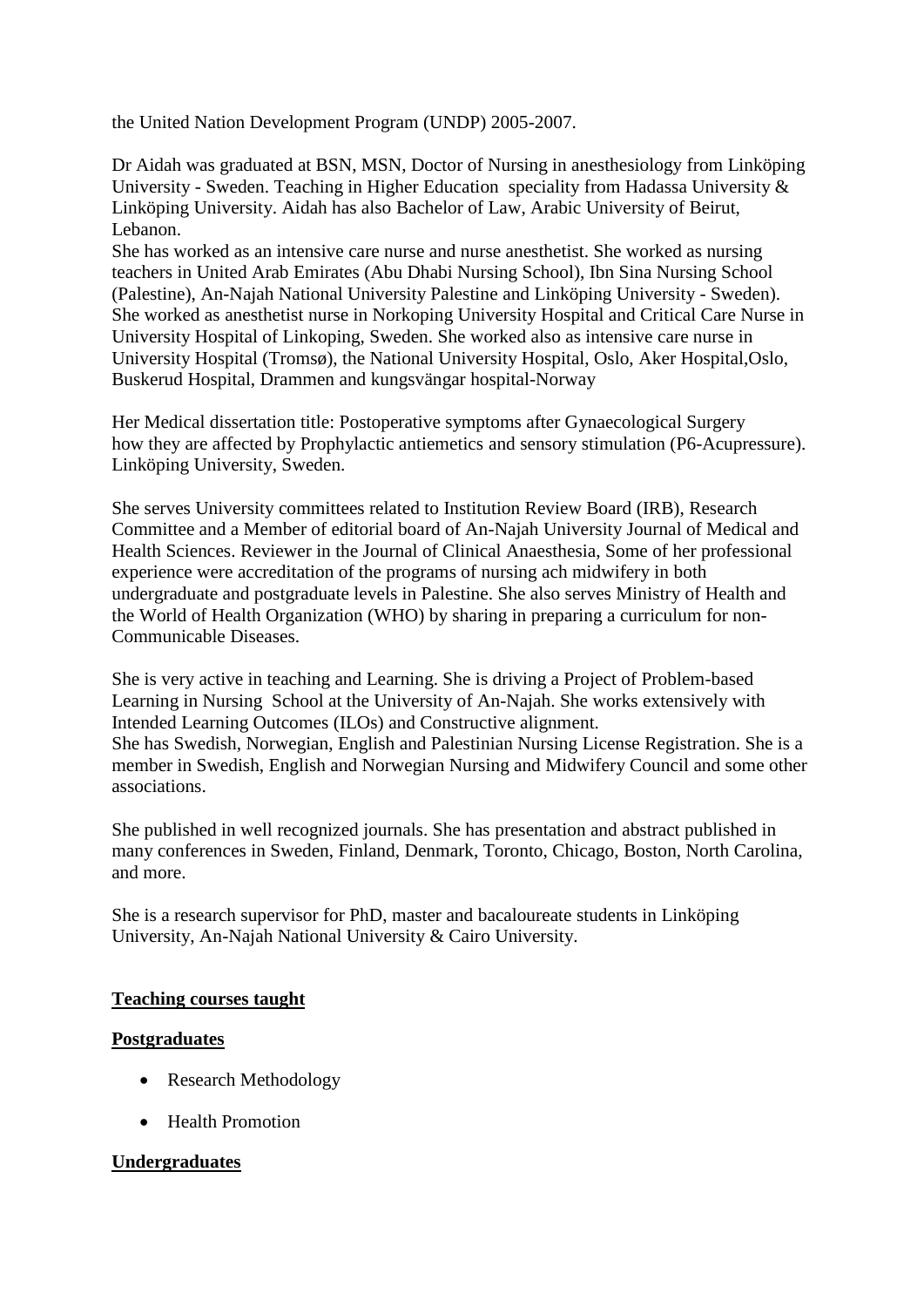the United Nation Development Program (UNDP) 2005-2007.

Dr Aidah was graduated at BSN, MSN, Doctor of Nursing in anesthesiology from Linköping University - Sweden. Teaching in Higher Education speciality from Hadassa University & Linköping University. Aidah has also Bachelor of Law, Arabic University of Beirut, Lebanon.

She has worked as an intensive care nurse and nurse anesthetist. She worked as nursing teachers in United Arab Emirates (Abu Dhabi Nursing School), Ibn Sina Nursing School (Palestine), An-Najah National University Palestine and Linköping University - Sweden). She worked as anesthetist nurse in Norkoping University Hospital and Critical Care Nurse in University Hospital of Linkoping, Sweden. She worked also as intensive care nurse in University Hospital (Tromsø), the National University Hospital, Oslo, Aker Hospital,Oslo, Buskerud Hospital, Drammen and kungsvängar hospital-Norway

Her Medical dissertation title: Postoperative symptoms after Gynaecological Surgery how they are affected by Prophylactic antiemetics and sensory stimulation (P6-Acupressure). Linköping University, Sweden.

She serves University committees related to Institution Review Board (IRB), Research Committee and a Member of editorial board of An-Najah University Journal of Medical and Health Sciences. Reviewer in the Journal of Clinical Anaesthesia, Some of her professional experience were accreditation of the programs of nursing ach midwifery in both undergraduate and postgraduate levels in Palestine. She also serves Ministry of Health and the World of Health Organization (WHO) by sharing in preparing a curriculum for non-Communicable Diseases.

She is very active in teaching and Learning. She is driving a Project of Problem-based Learning in Nursing School at the University of An-Najah. She works extensively with Intended Learning Outcomes (ILOs) and Constructive alignment.

She has Swedish, Norwegian, English and Palestinian Nursing License Registration. She is a member in Swedish, English and Norwegian Nursing and Midwifery Council and some other associations.

She published in well recognized journals. She has presentation and abstract published in many conferences in Sweden, Finland, Denmark, Toronto, Chicago, Boston, North Carolina, and more.

She is a research supervisor for PhD, master and bacaloureate students in Linköping University, An-Najah National University & Cairo University.

**Teaching courses taught**

**Postgraduates**

- Research Methodology
- Health Promotion

**Undergraduates**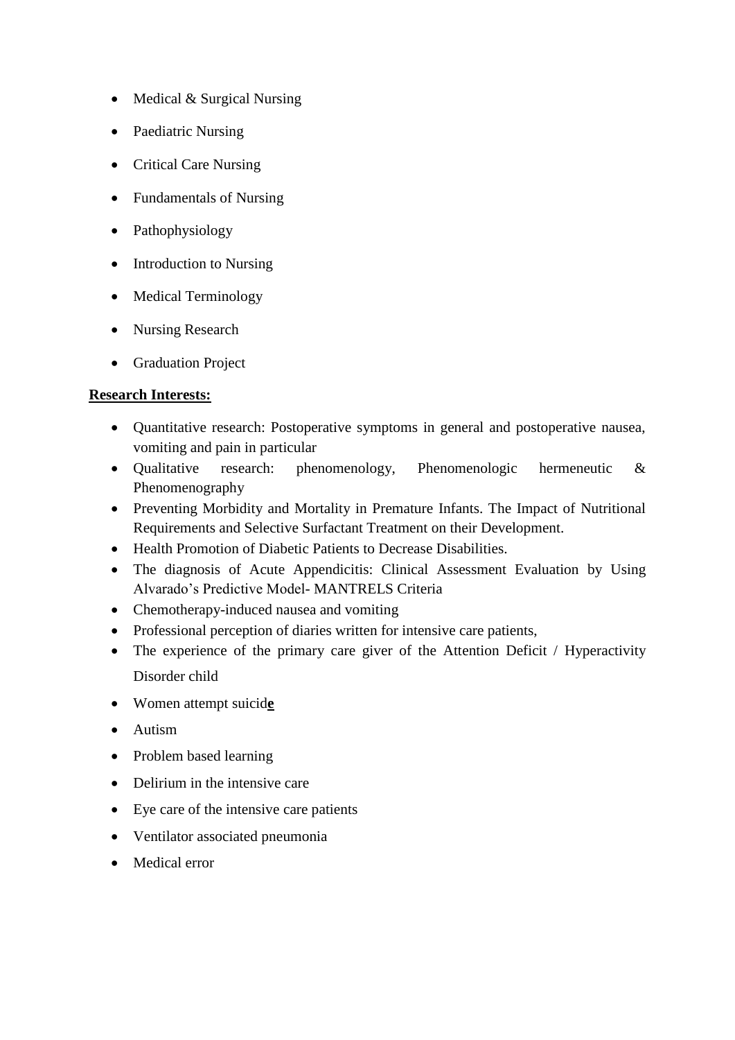- Medical & Surgical Nursing
- Paediatric Nursing
- Critical Care Nursing
- Fundamentals of Nursing
- Pathophysiology
- Introduction to Nursing
- Medical Terminology
- Nursing Research
- Graduation Project

**Research Interests:**

- Quantitative research: Postoperative symptoms in general and postoperative nausea, vomiting and pain in particular
- Qualitative research: phenomenology, Phenomenologic hermeneutic & Phenomenography
- Preventing Morbidity and Mortality in Premature Infants. The Impact of Nutritional Requirements and Selective Surfactant Treatment on their Development.
- Health Promotion of Diabetic Patients to Decrease Disabilities.
- The diagnosis of Acute Appendicitis: Clinical Assessment Evaluation by Using Alvarado's Predictive Model- MANTRELS Criteria
- Chemotherapy-induced nausea and vomiting
- Professional perception of diaries written for intensive care patients,
- The experience of the primary care giver of the Attention Deficit / Hyperactivity Disorder child
- Women attempt suicide
- Autism
- Problem based learning
- Delirium in the intensive care
- Eye care of the intensive care patients
- Ventilator associated pneumonia
- Medical error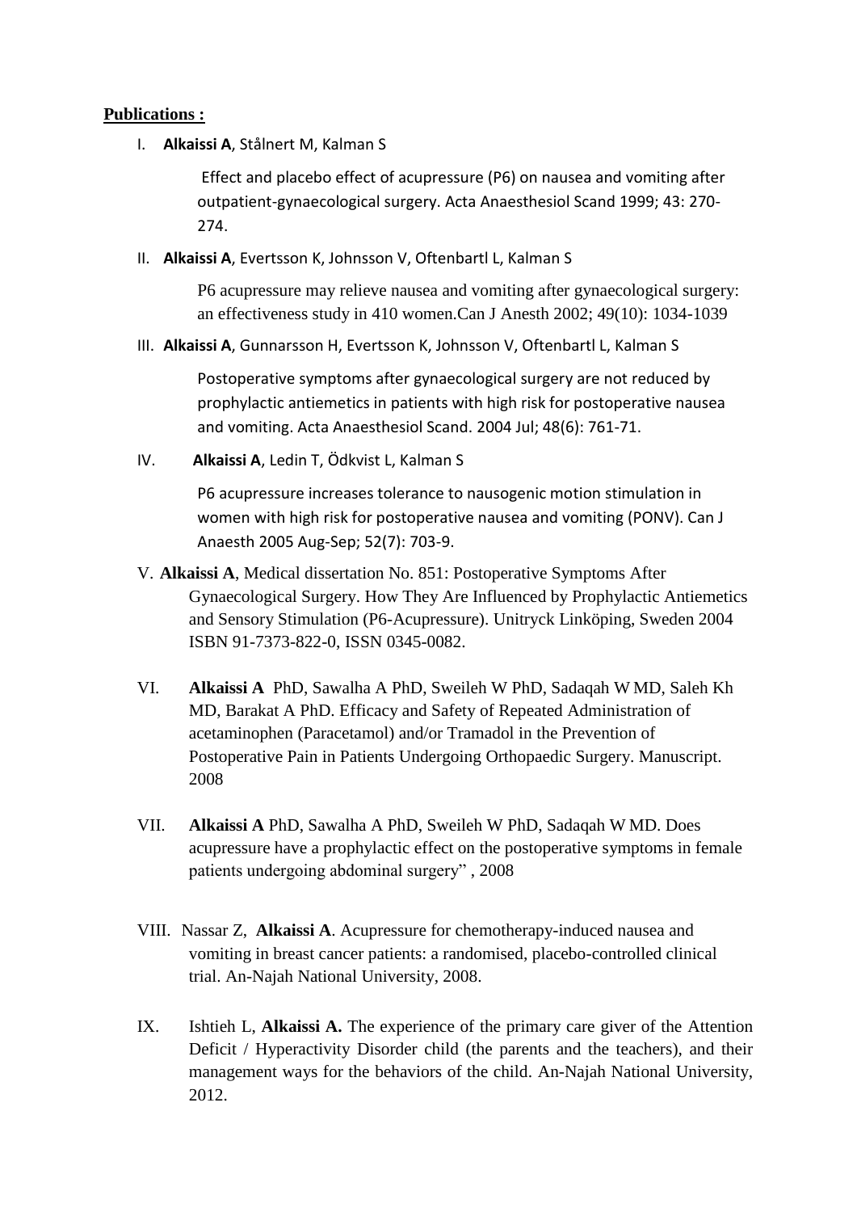**Publications :**

I. **Alkaissi A**, Stålnert M, Kalman S

Effect and placebo effect of acupressure (P6) on nausea and vomiting after outpatient-gynaecological surgery. Acta Anaesthesiol Scand 1999; 43: 270-274.

II. **Alkaissi A**, Evertsson K, Johnsson V, Oftenbartl L, Kalman S

P6 acupressure may relieve nausea and vomiting after gynaecological surgery: an effectiveness study in 410 women.Can J Anesth 2002; 49(10): 1034-1039

III. **Alkaissi A**, Gunnarsson H, Evertsson K, Johnsson V, Oftenbartl L, Kalman S

Postoperative symptoms after gynaecological surgery are not reduced by prophylactic antiemetics in patients with high risk for postoperative nausea and vomiting. Acta Anaesthesiol Scand. 2004 Jul; 48(6): 761-71.

IV. **Alkaissi A**, Ledin T, Ödkvist L, Kalman S

P6 acupressure increases tolerance to nausogenic motion stimulation in women with high risk for postoperative nausea and vomiting (PONV). Can J Anaesth 2005 Aug-Sep; 52(7): 703-9.

V. **Alkaissi A**, Medical dissertation No. 851: Postoperative Symptoms After Gynaecological Surgery. How They Are Influenced by Prophylactic Antiemetics and Sensory Stimulation (P6-Acupressure). Unitryck Linköping, Sweden 2004 ISBN 91-7373-822-0, ISSN 0345-0082.

VI. **Alkaissi A** PhD, Sawalha A PhD, Sweileh W PhD, Sadaqah W MD, Saleh Kh MD, Barakat A PhD. Efficacy and Safety of Repeated Administration of acetaminophen (Paracetamol) and/or Tramadol in the Prevention of Postoperative Pain in Patients Undergoing Orthopaedic Surgery. Manuscript. 2008

VII. **Alkaissi A** PhD, Sawalha A PhD, Sweileh W PhD, Sadaqah W MD. Does acupressure have a prophylactic effect on the postoperative symptoms in female patients undergoing abdominal surgery" , 2008

VIII. Nassar Z, **Alkaissi A**. Acupressure for chemotherapy-induced nausea and vomiting in breast cancer patients: a randomised, placebo-controlled clinical trial. An-Najah National University, 2008.

IX. Ishtieh L, **Alkaissi A.** The experience of the primary care giver of the Attention Deficit / Hyperactivity Disorder child (the parents and the teachers), and their management ways for the behaviors of the child. An-Najah National University, 2012.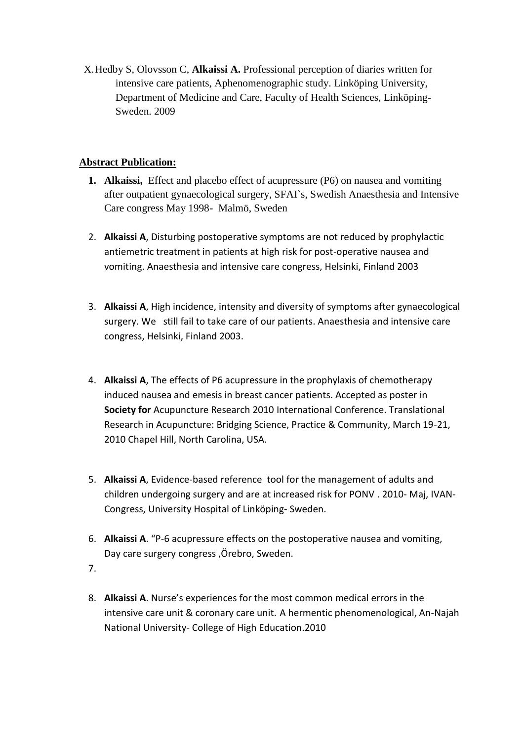X. Hedby S, Olovsson C, **Alkaissi A.** Professional perception of diaries written for intensive care patients, Aphenomenographic study. Linköping University, Department of Medicine and Care, Faculty of Health Sciences, Linköping-Sweden. 2009

**Abstract Publication:**

1. **Alkaissi,** Effect and placebo effect of acupressure (P6) on nausea and vomiting after outpatient gynaecological surgery, SFAI`s, Swedish Anaesthesia and Intensive Care congress May 1998- Malmö, Sweden

2. **Alkaissi A**, Disturbing postoperative symptoms are not reduced by prophylactic antiemetric treatment in patients at high risk for post-operative nausea and vomiting. Anaesthesia and intensive care congress, Helsinki, Finland 2003

3. **Alkaissi A**, High incidence, intensity and diversity of symptoms after gynaecological surgery. We still fail to take care of our patients. Anaesthesia and intensive care congress, Helsinki, Finland 2003.

4. **Alkaissi A**, The effects of P6 acupressure in the prophylaxis of chemotherapy induced nausea and emesis in breast cancer patients. Accepted as poster in **Society for** Acupuncture Research 2010 International Conference. Translational Research in Acupuncture: Bridging Science, Practice & Community, March 19-21, 2010 Chapel Hill, North Carolina, USA.

5. **Alkaissi A**, Evidence-based reference tool for the management of adults and children undergoing surgery and are at increased risk for PONV . 2010- Maj, IVAN-Congress, University Hospital of Linköping- Sweden.

6. **Alkaissi A**. "P-6 acupressure effects on the postoperative nausea and vomiting, Day care surgery congress ,Örebro, Sweden.

7. 

8. **Alkaissi A**. Nurse's experiences for the most common medical errors in the intensive care unit & coronary care unit. A hermentic phenomenological, An-Najah National University- College of High Education.2010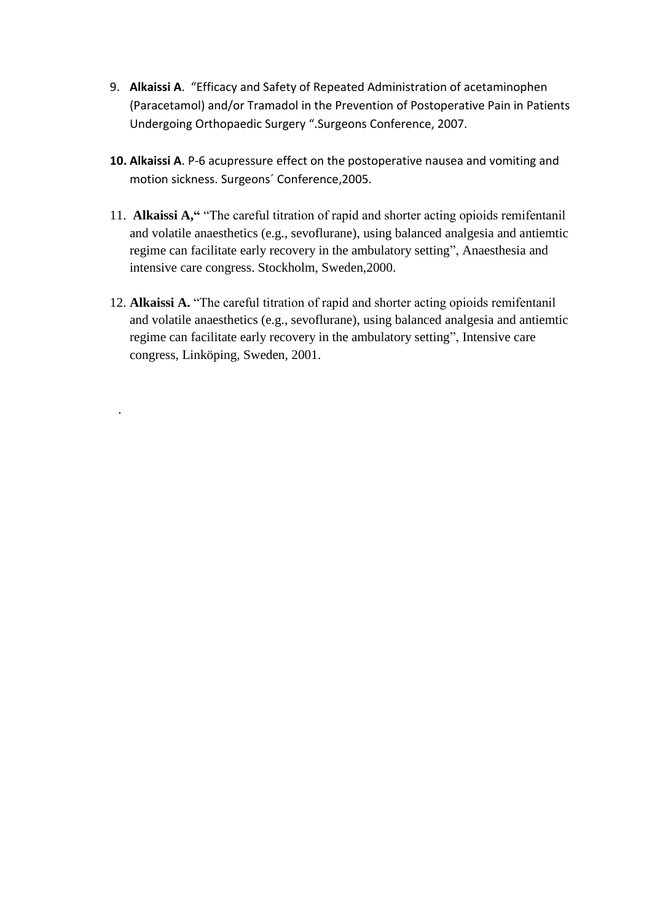9. **Alkaissi A**. "Efficacy and Safety of Repeated Administration of acetaminophen (Paracetamol) and/or Tramadol in the Prevention of Postoperative Pain in Patients Undergoing Orthopaedic Surgery ".Surgeons Conference, 2007.

10. **Alkaissi A**. P-6 acupressure effect on the postoperative nausea and vomiting and motion sickness. Surgeons´ Conference,2005.

11. **Alkaissi A,"** "The careful titration of rapid and shorter acting opioids remifentanil and volatile anaesthetics (e.g., sevoflurane), using balanced analgesia and antiemtic regime can facilitate early recovery in the ambulatory setting", Anaesthesia and intensive care congress. Stockholm, Sweden,2000.

12. **Alkaissi A.** "The careful titration of rapid and shorter acting opioids remifentanil and volatile anaesthetics (e.g., sevoflurane), using balanced analgesia and antiemtic regime can facilitate early recovery in the ambulatory setting", Intensive care congress, Linköping, Sweden, 2001.

.